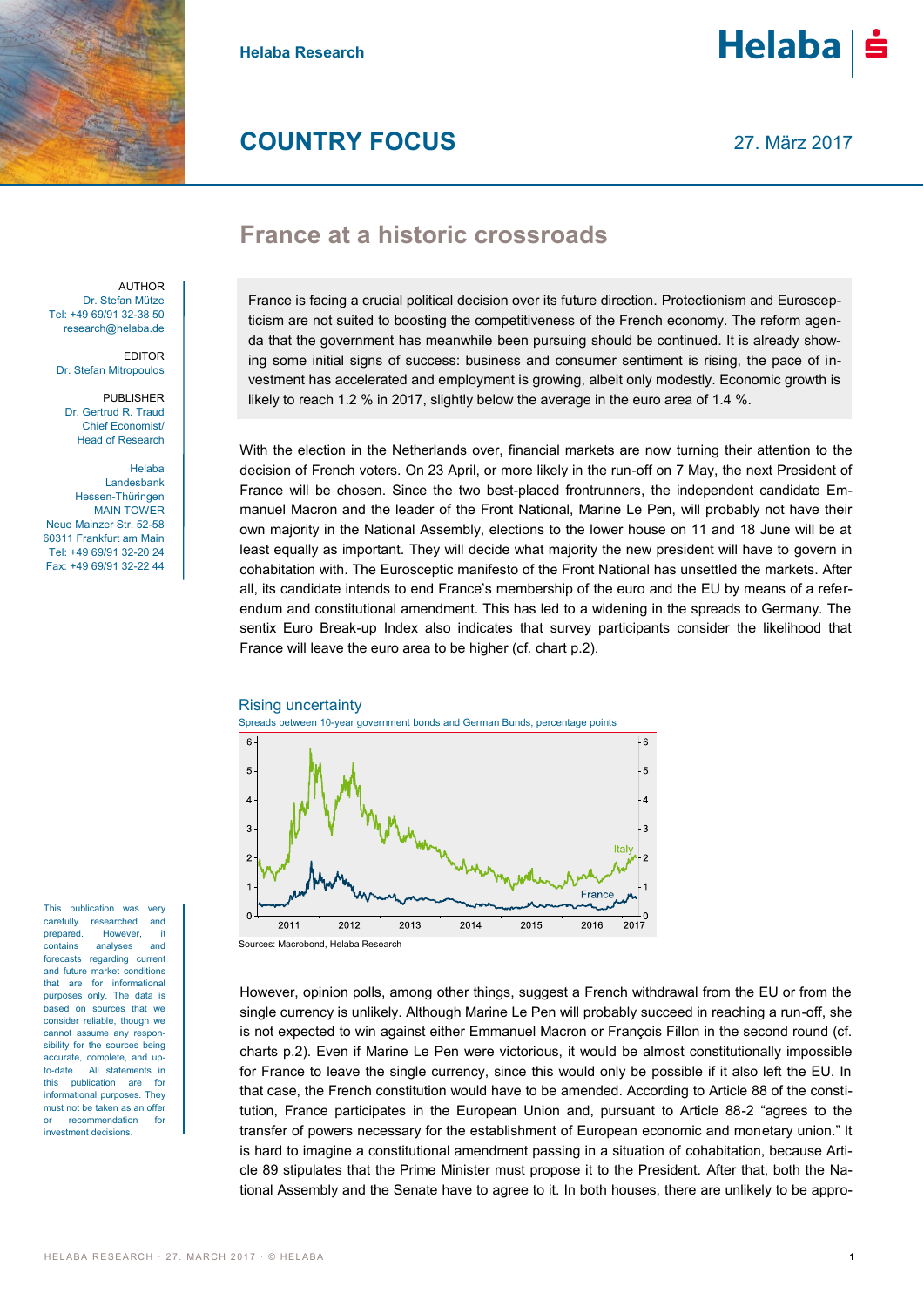Helaba Research

# COUNTRY FOCUS

27. März 2017

## France at a historic crossroads

AUTHOR
Dr. Stefan Mütze
Tel: +49 69/91 32-38 50
research@helaba.de

EDITOR
Dr. Stefan Mitropoulos

PUBLISHER
Dr. Gertrud R. Traud
Chief Economist/
Head of Research

Helaba
Landesbank
Hessen-Thüringen
MAIN TOWER
Neue Mainzer Str. 52-58
60311 Frankfurt am Main
Tel: +49 69/91 32-20 24
Fax: +49 69/91 32-22 44

France is facing a crucial political decision over its future direction. Protectionism and Euroscepticism are not suited to boosting the competitiveness of the French economy. The reform agenda that the government has meanwhile been pursuing should be continued. It is already showing some initial signs of success: business and consumer sentiment is rising, the pace of investment has accelerated and employment is growing, albeit only modestly. Economic growth is likely to reach 1.2 % in 2017, slightly below the average in the euro area of 1.4 %.

With the election in the Netherlands over, financial markets are now turning their attention to the decision of French voters. On 23 April, or more likely in the run-off on 7 May, the next President of France will be chosen. Since the two best-placed frontrunners, the independent candidate Emmanuel Macron and the leader of the Front National, Marine Le Pen, will probably not have their own majority in the National Assembly, elections to the lower house on 11 and 18 June will be at least equally as important. They will decide what majority the new president will have to govern in cohabitation with. The Eurosceptic manifesto of the Front National has unsettled the markets. After all, its candidate intends to end France's membership of the euro and the EU by means of a referendum and constitutional amendment. This has led to a widening in the spreads to Germany. The sentix Euro Break-up Index also indicates that survey participants consider the likelihood that France will leave the euro area to be higher (cf. chart p.2).

**Rising uncertainty**

Spreads between 10-year government bonds and German Bunds, percentage points

Sources: Macrobond, Helaba Research

However, opinion polls, among other things, suggest a French withdrawal from the EU or from the single currency is unlikely. Although Marine Le Pen will probably succeed in reaching a run-off, she is not expected to win against either Emmanuel Macron or François Fillon in the second round (cf. charts p.2). Even if Marine Le Pen were victorious, it would be almost constitutionally impossible for France to leave the single currency, since this would only be possible if it also left the EU. In that case, the French constitution would have to be amended. According to Article 88 of the constitution, France participates in the European Union and, pursuant to Article 88-2 "agrees to the transfer of powers necessary for the establishment of European economic and monetary union." It is hard to imagine a constitutional amendment passing in a situation of cohabitation, because Article 89 stipulates that the Prime Minister must propose it to the President. After that, both the National Assembly and the Senate have to agree to it. In both houses, there are unlikely to be appro-

This publication was very carefully researched and prepared. However, it contains analyses and forecasts regarding current and future market conditions that are for informational purposes only. The data is based on sources that we consider reliable, though we cannot assume any responsibility for the sources being accurate, complete, and up-to-date. All statements in this publication are for informational purposes. They must not be taken as an offer or recommendation for investment decisions.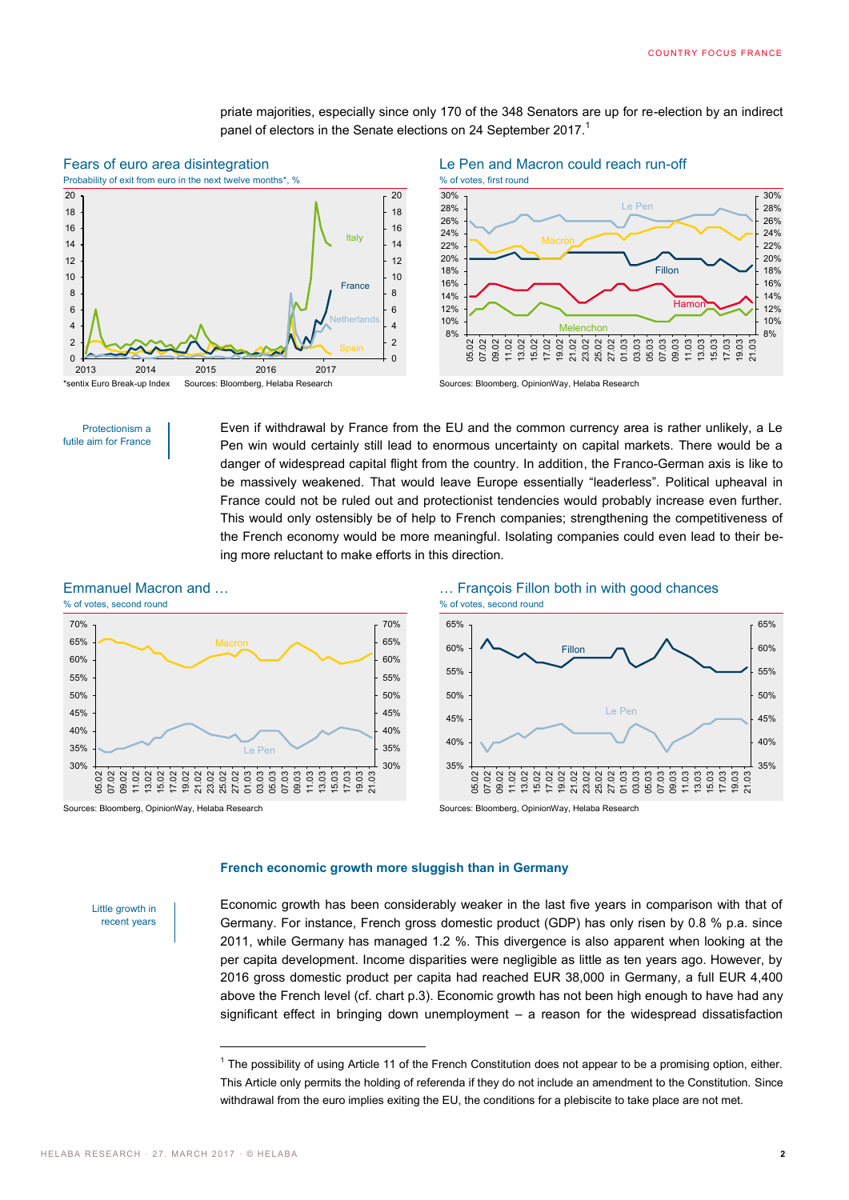priate majorities, especially since only 170 of the 348 Senators are up for re-election by an indirect panel of electors in the Senate elections on 24 September 2017.[1]

**Fears of euro area disintegration**

Probability of exit from euro in the next twelve months*, %

*sentix Euro Break-up Index Sources: Bloomberg, Helaba Research

**Le Pen and Macron could reach run-off**

% of votes, first round

Sources: Bloomberg, OpinionWay, Helaba Research

*Protectionism a futile aim for France*

Even if withdrawal by France from the EU and the common currency area is rather unlikely, a Le Pen win would certainly still lead to enormous uncertainty on capital markets. There would be a danger of widespread capital flight from the country. In addition, the Franco-German axis is like to be massively weakened. That would leave Europe essentially "leaderless". Political upheaval in France could not be ruled out and protectionist tendencies would probably increase even further. This would only ostensibly be of help to French companies; strengthening the competitiveness of the French economy would be more meaningful. Isolating companies could even lead to their being more reluctant to make efforts in this direction.

**Emmanuel Macron and …**

% of votes, second round

Sources: Bloomberg, OpinionWay, Helaba Research

**… François Fillon both in with good chances**

% of votes, second round

Sources: Bloomberg, OpinionWay, Helaba Research

### French economic growth more sluggish than in Germany

*Little growth in recent years*

Economic growth has been considerably weaker in the last five years in comparison with that of Germany. For instance, French gross domestic product (GDP) has only risen by 0.8 % p.a. since 2011, while Germany has managed 1.2 %. This divergence is also apparent when looking at the per capita development. Income disparities were negligible as little as ten years ago. However, by 2016 gross domestic product per capita had reached EUR 38,000 in Germany, a full EUR 4,400 above the French level (cf. chart p.3). Economic growth has not been high enough to have had any significant effect in bringing down unemployment – a reason for the widespread dissatisfaction

[1] The possibility of using Article 11 of the French Constitution does not appear to be a promising option, either. This Article only permits the holding of referenda if they do not include an amendment to the Constitution. Since withdrawal from the euro implies exiting the EU, the conditions for a plebiscite to take place are not met.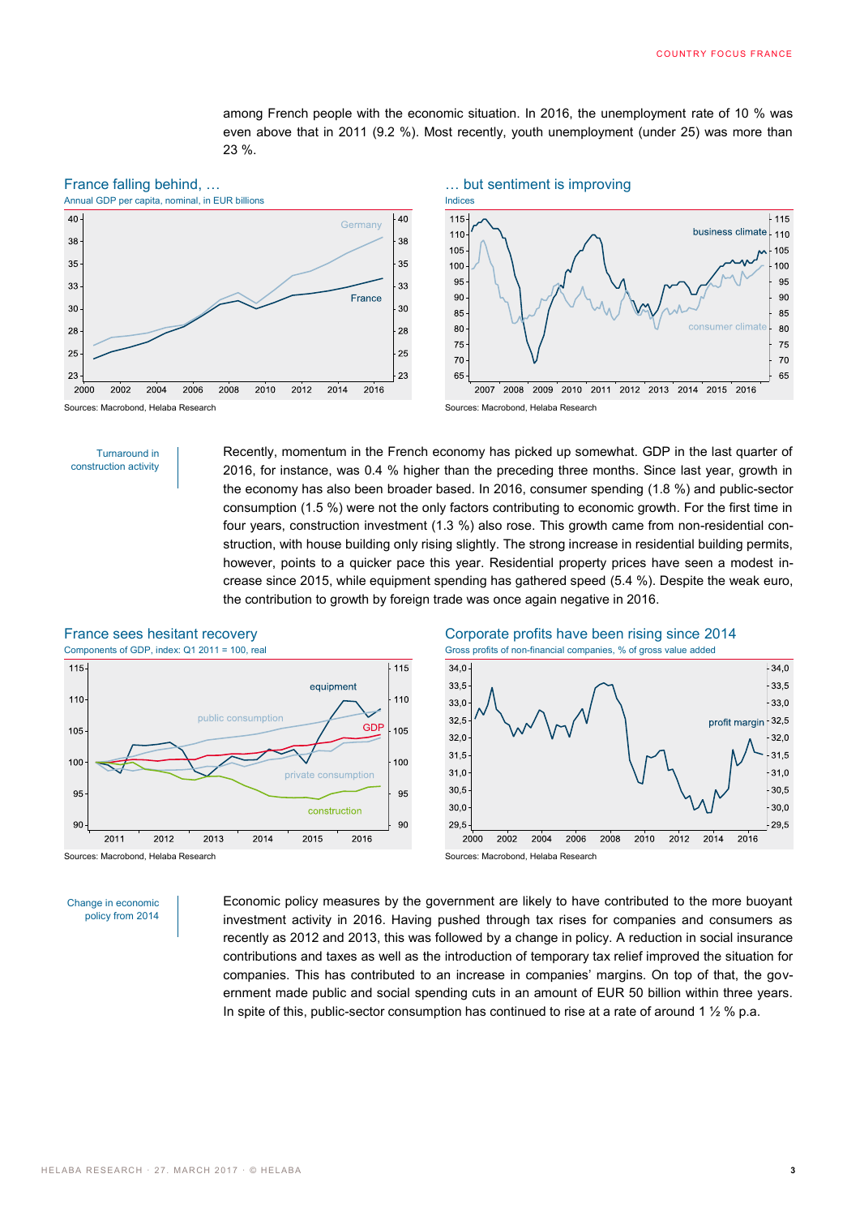among French people with the economic situation. In 2016, the unemployment rate of 10 % was even above that in 2011 (9.2 %). Most recently, youth unemployment (under 25) was more than 23 %.

**France falling behind, …**
Annual GDP per capita, nominal, in EUR billions

Sources: Macrobond, Helaba Research

**… but sentiment is improving**
Indices

Sources: Macrobond, Helaba Research

*Turnaround in construction activity*

Recently, momentum in the French economy has picked up somewhat. GDP in the last quarter of 2016, for instance, was 0.4 % higher than the preceding three months. Since last year, growth in the economy has also been broader based. In 2016, consumer spending (1.8 %) and public-sector consumption (1.5 %) were not the only factors contributing to economic growth. For the first time in four years, construction investment (1.3 %) also rose. This growth came from non-residential construction, with house building only rising slightly. The strong increase in residential building permits, however, points to a quicker pace this year. Residential property prices have seen a modest increase since 2015, while equipment spending has gathered speed (5.4 %). Despite the weak euro, the contribution to growth by foreign trade was once again negative in 2016.

**France sees hesitant recovery**
Components of GDP, index: Q1 2011 = 100, real

Sources: Macrobond, Helaba Research

**Corporate profits have been rising since 2014**
Gross profits of non-financial companies, % of gross value added

Sources: Macrobond, Helaba Research

*Change in economic policy from 2014*

Economic policy measures by the government are likely to have contributed to the more buoyant investment activity in 2016. Having pushed through tax rises for companies and consumers as recently as 2012 and 2013, this was followed by a change in policy. A reduction in social insurance contributions and taxes as well as the introduction of temporary tax relief improved the situation for companies. This has contributed to an increase in companies' margins. On top of that, the government made public and social spending cuts in an amount of EUR 50 billion within three years. In spite of this, public-sector consumption has continued to rise at a rate of around 1 ½ % p.a.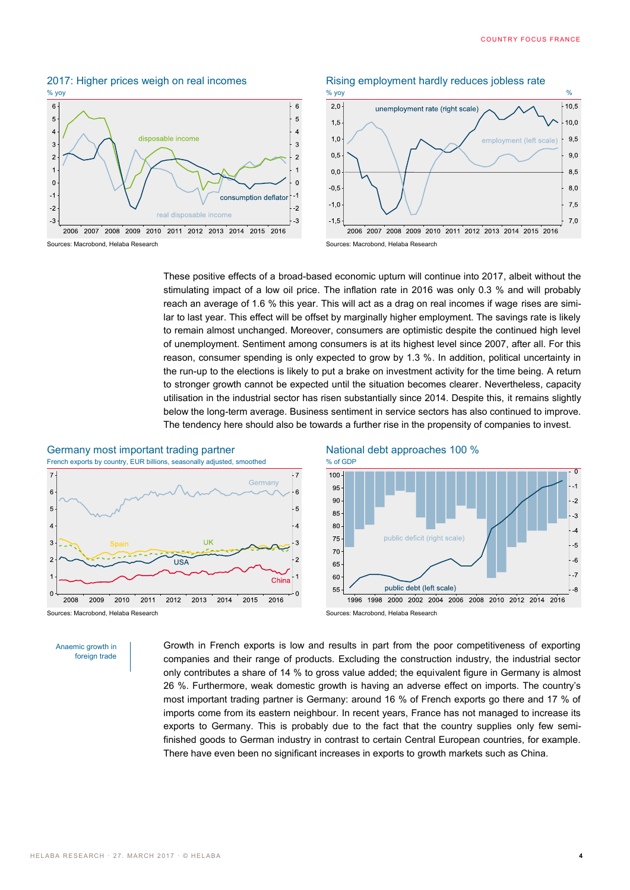### 2017: Higher prices weigh on real incomes

% yoy

Sources: Macrobond, Helaba Research

### Rising employment hardly reduces jobless rate

% yoy

Sources: Macrobond, Helaba Research

These positive effects of a broad-based economic upturn will continue into 2017, albeit without the stimulating impact of a low oil price. The inflation rate in 2016 was only 0.3 % and will probably reach an average of 1.6 % this year. This will act as a drag on real incomes if wage rises are similar to last year. This effect will be offset by marginally higher employment. The savings rate is likely to remain almost unchanged. Moreover, consumers are optimistic despite the continued high level of unemployment. Sentiment among consumers is at its highest level since 2007, after all. For this reason, consumer spending is only expected to grow by 1.3 %. In addition, political uncertainty in the run-up to the elections is likely to put a brake on investment activity for the time being. A return to stronger growth cannot be expected until the situation becomes clearer. Nevertheless, capacity utilisation in the industrial sector has risen substantially since 2014. Despite this, it remains slightly below the long-term average. Business sentiment in service sectors has also continued to improve. The tendency here should also be towards a further rise in the propensity of companies to invest.

### Germany most important trading partner

French exports by country, EUR billions, seasonally adjusted, smoothed

Sources: Macrobond, Helaba Research

### National debt approaches 100 %

% of GDP

Sources: Macrobond, Helaba Research

Anaemic growth in foreign trade

Growth in French exports is low and results in part from the poor competitiveness of exporting companies and their range of products. Excluding the construction industry, the industrial sector only contributes a share of 14 % to gross value added; the equivalent figure in Germany is almost 26 %. Furthermore, weak domestic growth is having an adverse effect on imports. The country's most important trading partner is Germany: around 16 % of French exports go there and 17 % of imports come from its eastern neighbour. In recent years, France has not managed to increase its exports to Germany. This is probably due to the fact that the country supplies only few semi-finished goods to German industry in contrast to certain Central European countries, for example. There have even been no significant increases in exports to growth markets such as China.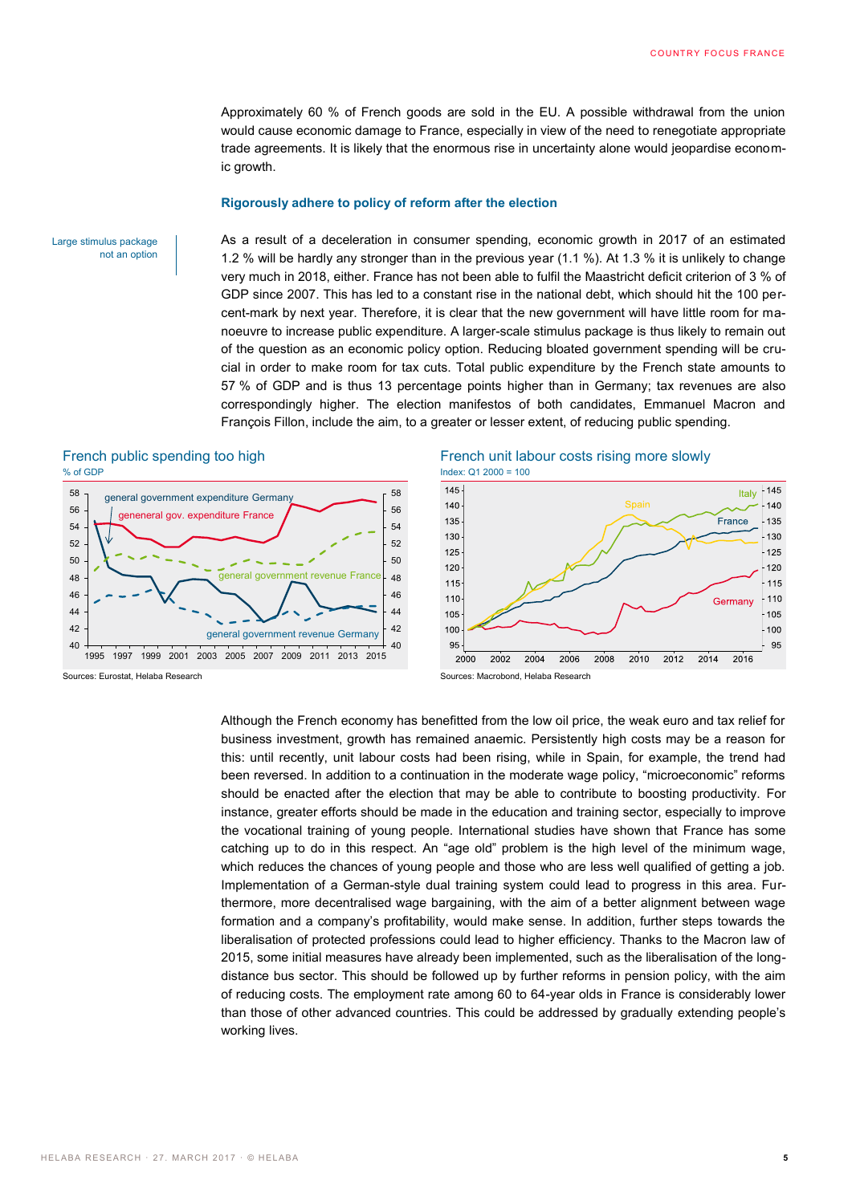Approximately 60 % of French goods are sold in the EU. A possible withdrawal from the union would cause economic damage to France, especially in view of the need to renegotiate appropriate trade agreements. It is likely that the enormous rise in uncertainty alone would jeopardise economic growth.

### Rigorously adhere to policy of reform after the election

Large stimulus package not an option

As a result of a deceleration in consumer spending, economic growth in 2017 of an estimated 1.2 % will be hardly any stronger than in the previous year (1.1 %). At 1.3 % it is unlikely to change very much in 2018, either. France has not been able to fulfil the Maastricht deficit criterion of 3 % of GDP since 2007. This has led to a constant rise in the national debt, which should hit the 100 percent-mark by next year. Therefore, it is clear that the new government will have little room for manoeuvre to increase public expenditure. A larger-scale stimulus package is thus likely to remain out of the question as an economic policy option. Reducing bloated government spending will be crucial in order to make room for tax cuts. Total public expenditure by the French state amounts to 57 % of GDP and is thus 13 percentage points higher than in Germany; tax revenues are also correspondingly higher. The election manifestos of both candidates, Emmanuel Macron and François Fillon, include the aim, to a greater or lesser extent, of reducing public spending.

**French public spending too high**
% of GDP

Sources: Eurostat, Helaba Research

**French unit labour costs rising more slowly**
Index: Q1 2000 = 100

Sources: Macrobond, Helaba Research

Although the French economy has benefitted from the low oil price, the weak euro and tax relief for business investment, growth has remained anaemic. Persistently high costs may be a reason for this: until recently, unit labour costs had been rising, while in Spain, for example, the trend had been reversed. In addition to a continuation in the moderate wage policy, "microeconomic" reforms should be enacted after the election that may be able to contribute to boosting productivity. For instance, greater efforts should be made in the education and training sector, especially to improve the vocational training of young people. International studies have shown that France has some catching up to do in this respect. An "age old" problem is the high level of the minimum wage, which reduces the chances of young people and those who are less well qualified of getting a job. Implementation of a German-style dual training system could lead to progress in this area. Furthermore, more decentralised wage bargaining, with the aim of a better alignment between wage formation and a company's profitability, would make sense. In addition, further steps towards the liberalisation of protected professions could lead to higher efficiency. Thanks to the Macron law of 2015, some initial measures have already been implemented, such as the liberalisation of the long-distance bus sector. This should be followed up by further reforms in pension policy, with the aim of reducing costs. The employment rate among 60 to 64-year olds in France is considerably lower than those of other advanced countries. This could be addressed by gradually extending people's working lives.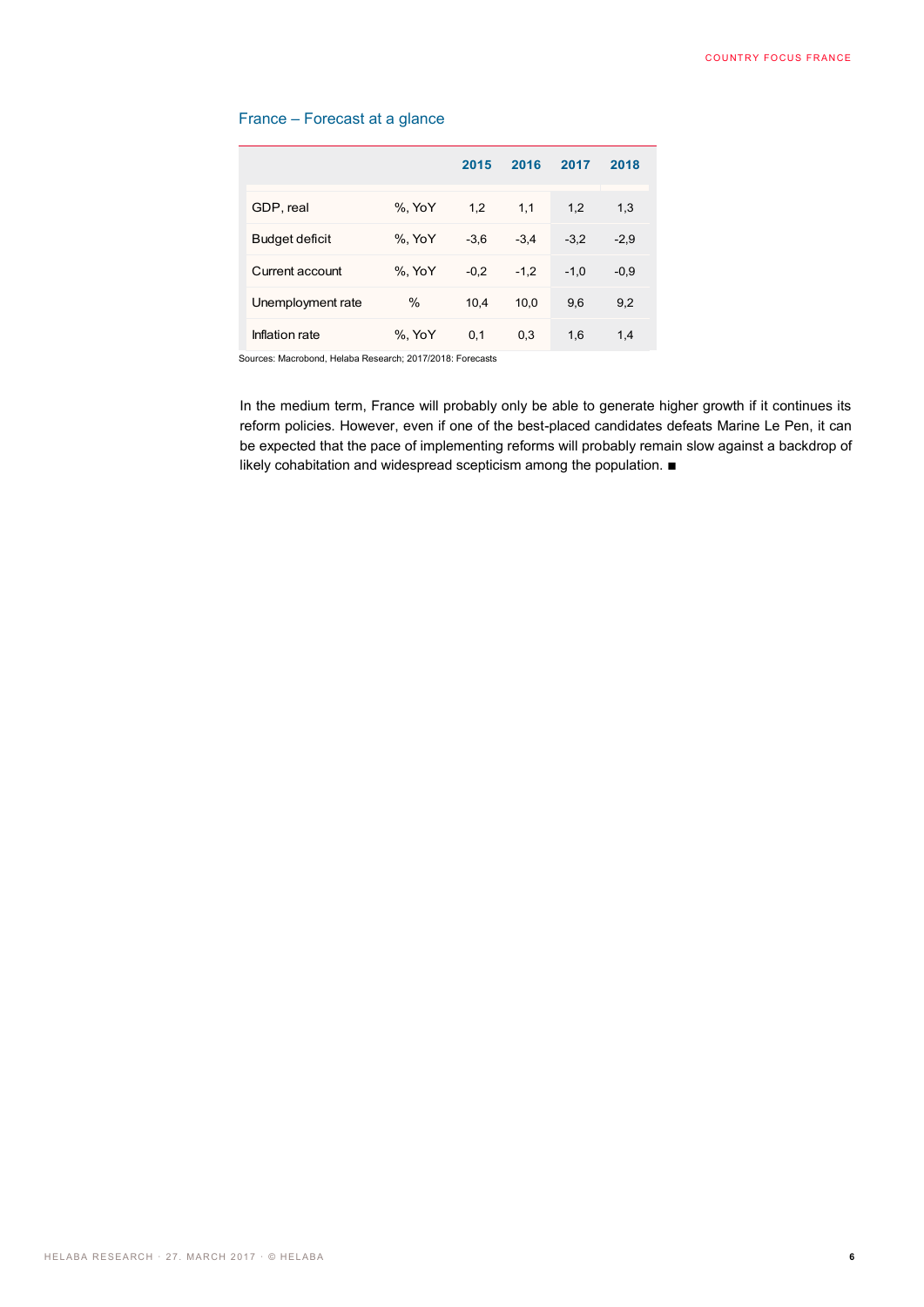## France – Forecast at a glance

| | | 2015 | 2016 | 2017 | 2018 |
|---|---|---|---|---|---|
| GDP, real | %, YoY | 1,2 | 1,1 | 1,2 | 1,3 |
| Budget deficit | %, YoY | -3,6 | -3,4 | -3,2 | -2,9 |
| Current account | %, YoY | -0,2 | -1,2 | -1,0 | -0,9 |
| Unemployment rate | % | 10,4 | 10,0 | 9,6 | 9,2 |
| Inflation rate | %, YoY | 0,1 | 0,3 | 1,6 | 1,4 |

Sources: Macrobond, Helaba Research; 2017/2018: Forecasts

In the medium term, France will probably only be able to generate higher growth if it continues its reform policies. However, even if one of the best-placed candidates defeats Marine Le Pen, it can be expected that the pace of implementing reforms will probably remain slow against a backdrop of likely cohabitation and widespread scepticism among the population. ■